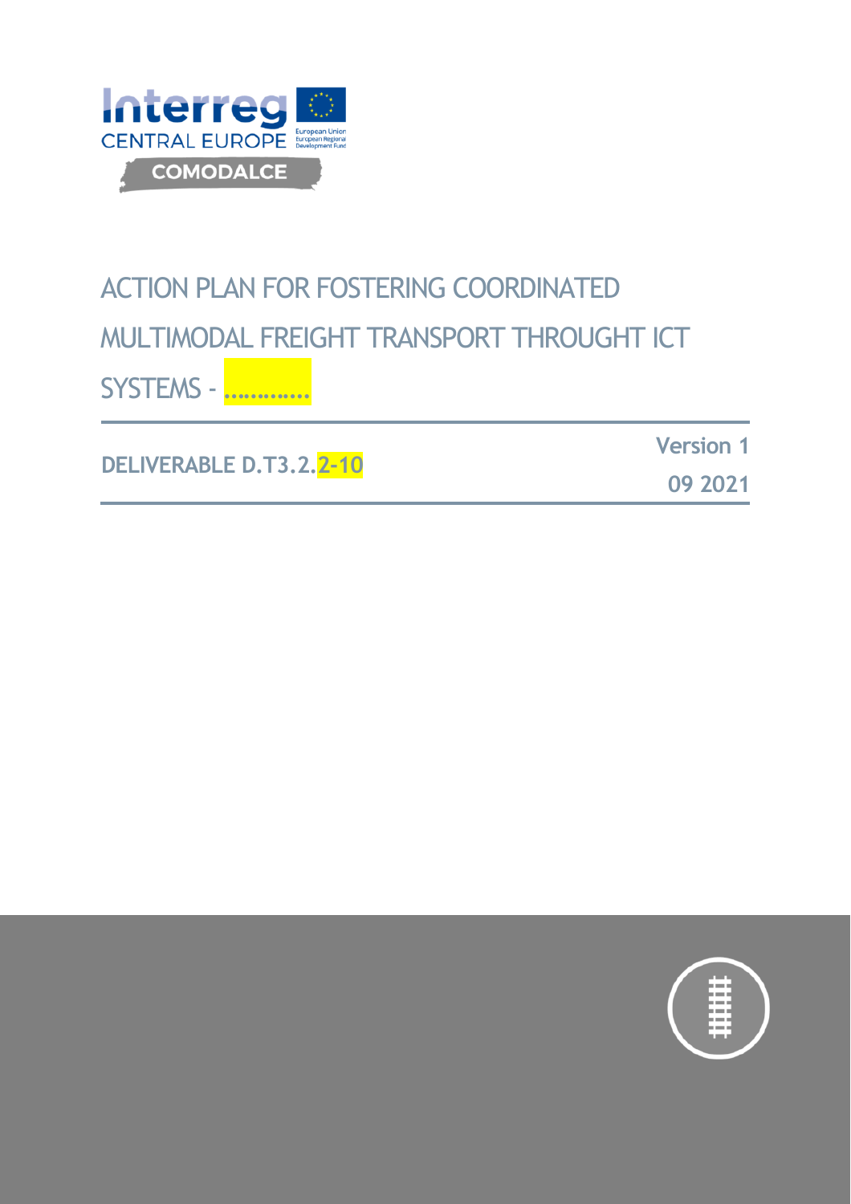Interreg CENTRAL EUROPE

European Union European Regional Development Fund

COMODALCE

# ACTION PLAN FOR FOSTERING COORDINATED MULTIMODAL FREIGHT TRANSPORT THROUGHT ICT SYSTEMS - …………

**DELIVERABLE D.T3.2.2-10**

**Version 1**

**09 2021**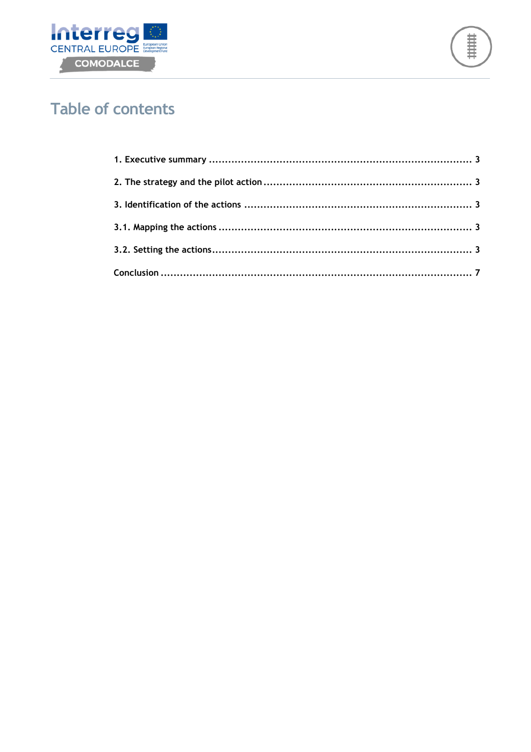# Table of contents

1. Executive summary ........................................................................... 3

2. The strategy and the pilot action .......................................................... 3

3. Identification of the actions ................................................................ 3

3.1. Mapping the actions ........................................................................ 3

3.2. Setting the actions ........................................................................... 3

Conclusion ....................................................................................... 7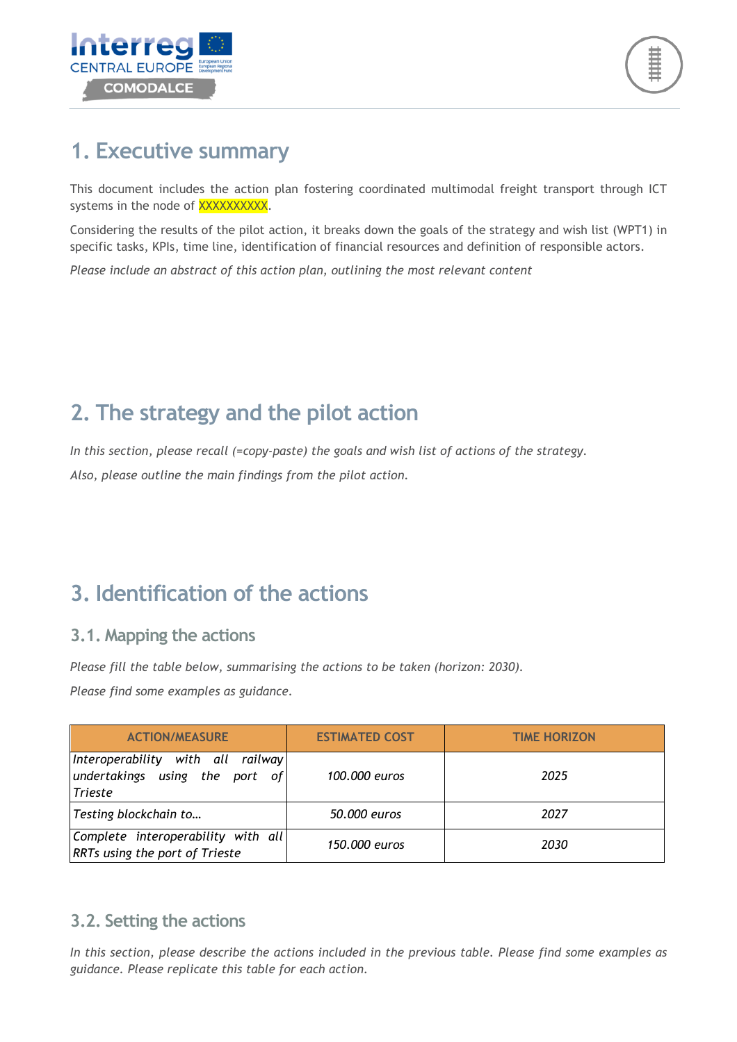# 1. Executive summary

This document includes the action plan fostering coordinated multimodal freight transport through ICT systems in the node of XXXXXXXXXX.

Considering the results of the pilot action, it breaks down the goals of the strategy and wish list (WPT1) in specific tasks, KPIs, time line, identification of financial resources and definition of responsible actors.

*Please include an abstract of this action plan, outlining the most relevant content*

# 2. The strategy and the pilot action

*In this section, please recall (=copy-paste) the goals and wish list of actions of the strategy.*

*Also, please outline the main findings from the pilot action.*

# 3. Identification of the actions

## 3.1. Mapping the actions

*Please fill the table below, summarising the actions to be taken (horizon: 2030).*

*Please find some examples as guidance.*

| ACTION/MEASURE | ESTIMATED COST | TIME HORIZON |
|---|---|---|
| *Interoperability with all railway undertakings using the port of Trieste* | *100.000 euros* | *2025* |
| *Testing blockchain to…* | *50.000 euros* | *2027* |
| *Complete interoperability with all RRTs using the port of Trieste* | *150.000 euros* | *2030* |

## 3.2. Setting the actions

*In this section, please describe the actions included in the previous table. Please find some examples as guidance. Please replicate this table for each action.*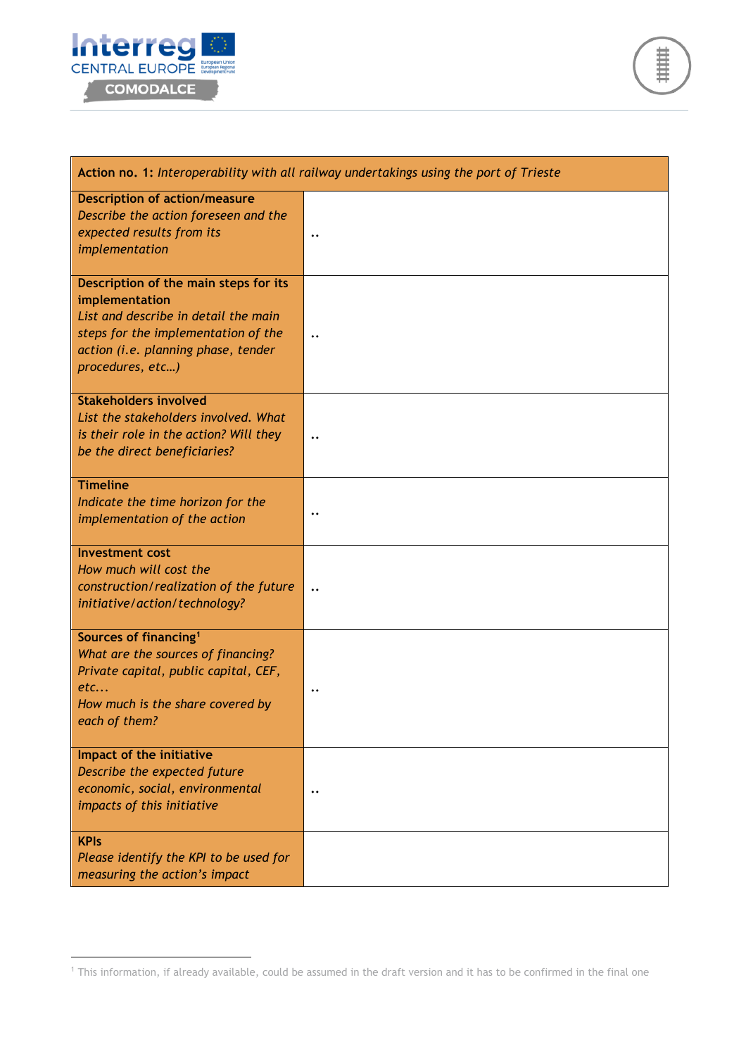| **Action no. 1:** *Interoperability with all railway undertakings using the port of Trieste* | |
|---|---|
| **Description of action/measure** *Describe the action foreseen and the expected results from its implementation* | .. |
| **Description of the main steps for its implementation** *List and describe in detail the main steps for the implementation of the action (i.e. planning phase, tender procedures, etc…)* | .. |
| **Stakeholders involved** *List the stakeholders involved. What is their role in the action? Will they be the direct beneficiaries?* | .. |
| **Timeline** *Indicate the time horizon for the implementation of the action* | .. |
| **Investment cost** *How much will cost the construction/realization of the future initiative/action/technology?* | .. |
| **Sources of financing**[1] *What are the sources of financing? Private capital, public capital, CEF, etc...* *How much is the share covered by each of them?* | .. |
| **Impact of the initiative** *Describe the expected future economic, social, environmental impacts of this initiative* | .. |
| **KPIs** *Please identify the KPI to be used for measuring the action's impact* | |

[1] This information, if already available, could be assumed in the draft version and it has to be confirmed in the final one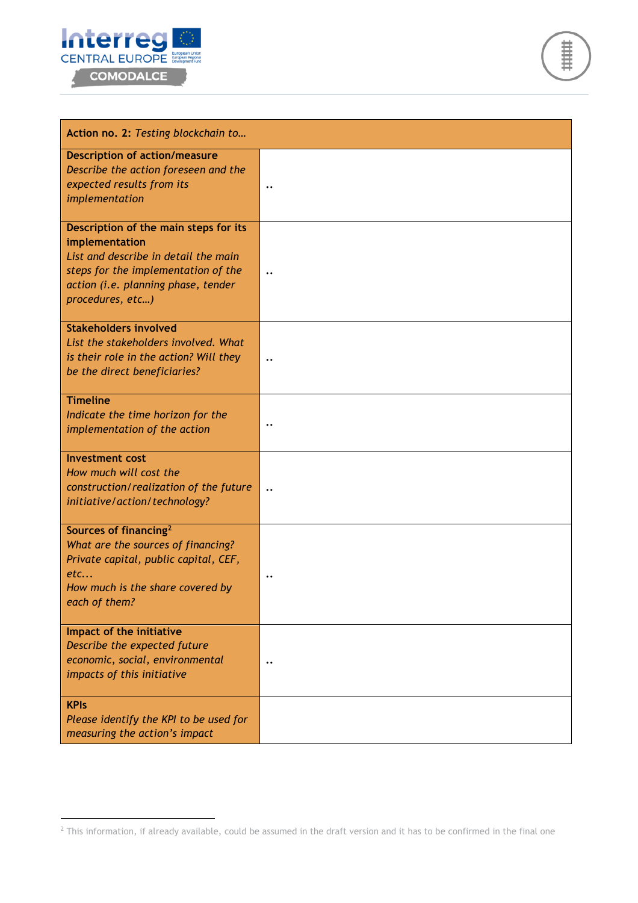| **Action no. 2:** *Testing blockchain to…* | |
|---|---|
| **Description of action/measure** *Describe the action foreseen and the expected results from its implementation* | .. |
| **Description of the main steps for its implementation** *List and describe in detail the main steps for the implementation of the action (i.e. planning phase, tender procedures, etc…)* | .. |
| **Stakeholders involved** *List the stakeholders involved. What is their role in the action? Will they be the direct beneficiaries?* | .. |
| **Timeline** *Indicate the time horizon for the implementation of the action* | .. |
| **Investment cost** *How much will cost the construction/realization of the future initiative/action/technology?* | .. |
| **Sources of financing[2]** *What are the sources of financing? Private capital, public capital, CEF, etc... How much is the share covered by each of them?* | .. |
| **Impact of the initiative** *Describe the expected future economic, social, environmental impacts of this initiative* | .. |
| **KPIs** *Please identify the KPI to be used for measuring the action's impact* | |

[2] This information, if already available, could be assumed in the draft version and it has to be confirmed in the final one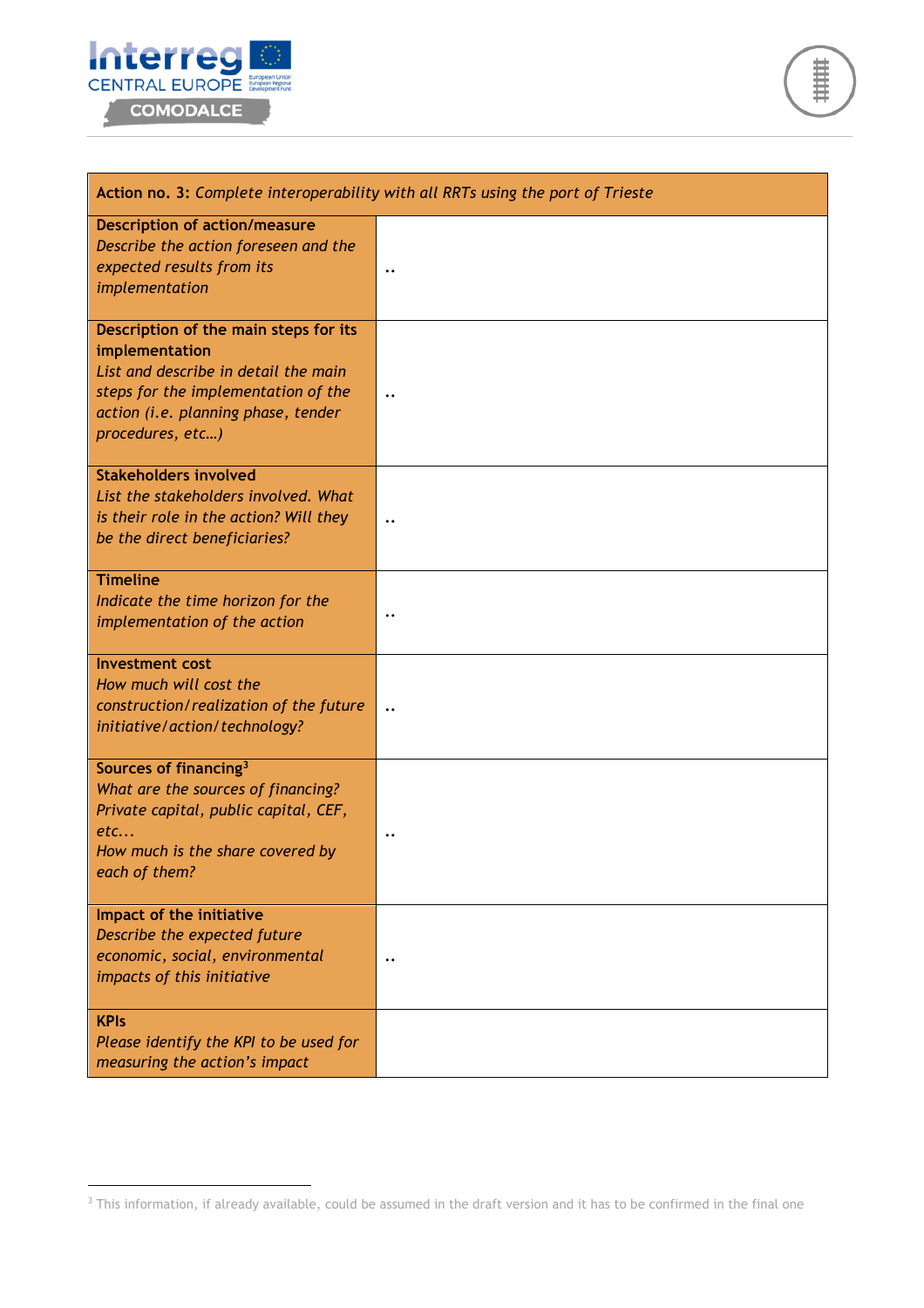| **Action no. 3:** *Complete interoperability with all RRTs using the port of Trieste* | |
|---|---|
| **Description of action/measure**<br>*Describe the action foreseen and the expected results from its implementation* | .. |
| **Description of the main steps for its implementation**<br>*List and describe in detail the main steps for the implementation of the action (i.e. planning phase, tender procedures, etc…)* | .. |
| **Stakeholders involved**<br>*List the stakeholders involved. What is their role in the action? Will they be the direct beneficiaries?* | .. |
| **Timeline**<br>*Indicate the time horizon for the implementation of the action* | .. |
| **Investment cost**<br>*How much will cost the construction/realization of the future initiative/action/technology?* | .. |
| **Sources of financing**[3]<br>*What are the sources of financing? Private capital, public capital, CEF, etc...*<br>*How much is the share covered by each of them?* | .. |
| **Impact of the initiative**<br>*Describe the expected future economic, social, environmental impacts of this initiative* | .. |
| **KPIs**<br>*Please identify the KPI to be used for measuring the action's impact* | |

[3] This information, if already available, could be assumed in the draft version and it has to be confirmed in the final one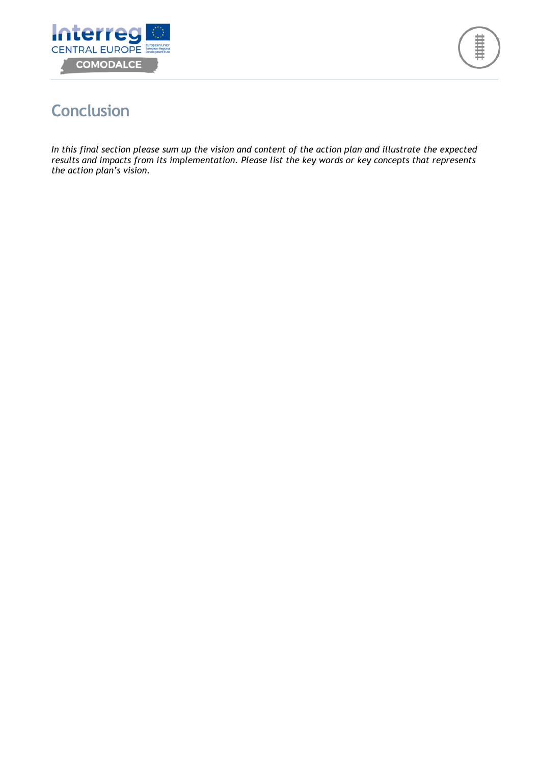# Conclusion

*In this final section please sum up the vision and content of the action plan and illustrate the expected results and impacts from its implementation. Please list the key words or key concepts that represents the action plan's vision.*